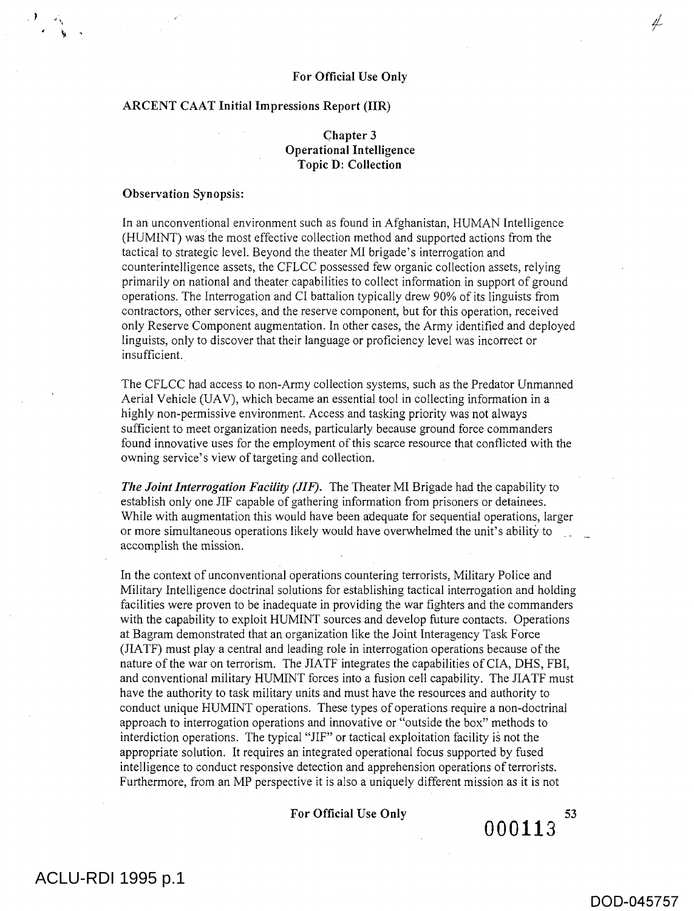For Official Use Only

ARCENT CAAT Initial Impressions Report (IIR)

## Chapter 3
## Operational Intelligence
## Topic D: Collection

**Observation Synopsis:**

In an unconventional environment such as found in Afghanistan, HUMAN Intelligence (HUMINT) was the most effective collection method and supported actions from the tactical to strategic level. Beyond the theater MI brigade's interrogation and counterintelligence assets, the CFLCC possessed few organic collection assets, relying primarily on national and theater capabilities to collect information in support of ground operations. The Interrogation and CI battalion typically drew 90% of its linguists from contractors, other services, and the reserve component, but for this operation, received only Reserve Component augmentation. In other cases, the Army identified and deployed linguists, only to discover that their language or proficiency level was incorrect or insufficient.

The CFLCC had access to non-Army collection systems, such as the Predator Unmanned Aerial Vehicle (UAV), which became an essential tool in collecting information in a highly non-permissive environment. Access and tasking priority was not always sufficient to meet organization needs, particularly because ground force commanders found innovative uses for the employment of this scarce resource that conflicted with the owning service's view of targeting and collection.

***The Joint Interrogation Facility (JIF).*** The Theater MI Brigade had the capability to establish only one JIF capable of gathering information from prisoners or detainees. While with augmentation this would have been adequate for sequential operations, larger or more simultaneous operations likely would have overwhelmed the unit's ability to accomplish the mission.

In the context of unconventional operations countering terrorists, Military Police and Military Intelligence doctrinal solutions for establishing tactical interrogation and holding facilities were proven to be inadequate in providing the war fighters and the commanders with the capability to exploit HUMINT sources and develop future contacts. Operations at Bagram demonstrated that an organization like the Joint Interagency Task Force (JIATF) must play a central and leading role in interrogation operations because of the nature of the war on terrorism. The JIATF integrates the capabilities of CIA, DHS, FBI, and conventional military HUMINT forces into a fusion cell capability. The JIATF must have the authority to task military units and must have the resources and authority to conduct unique HUMINT operations. These types of operations require a non-doctrinal approach to interrogation operations and innovative or "outside the box" methods to interdiction operations. The typical "JIF" or tactical exploitation facility is not the appropriate solution. It requires an integrated operational focus supported by fused intelligence to conduct responsive detection and apprehension operations of terrorists. Furthermore, from an MP perspective it is also a uniquely different mission as it is not

For Official Use Only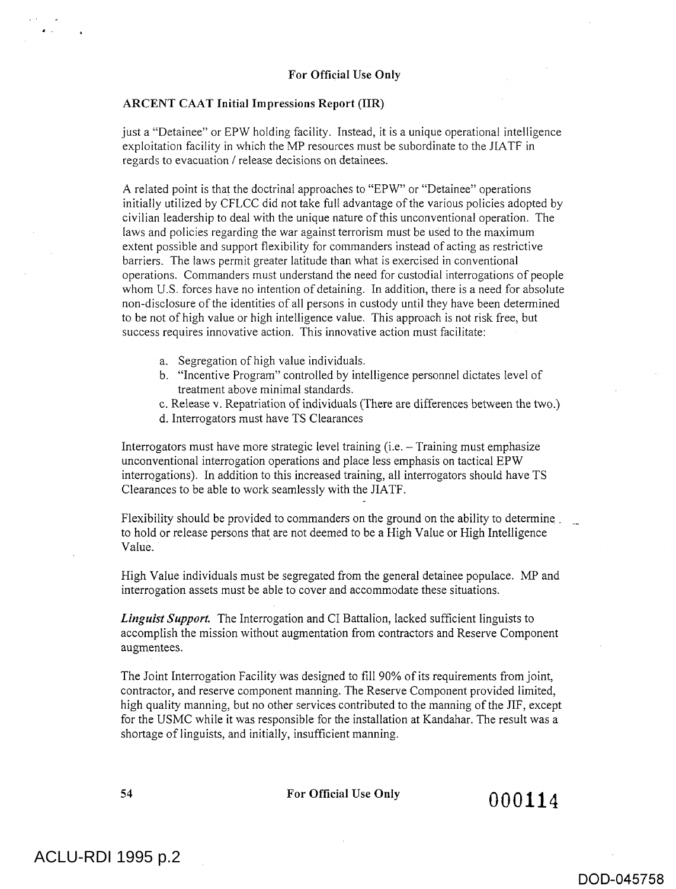just a "Detainee" or EPW holding facility. Instead, it is a unique operational intelligence exploitation facility in which the MP resources must be subordinate to the JIATF in regards to evacuation / release decisions on detainees.

A related point is that the doctrinal approaches to "EPW" or "Detainee" operations initially utilized by CFLCC did not take full advantage of the various policies adopted by civilian leadership to deal with the unique nature of this unconventional operation. The laws and policies regarding the war against terrorism must be used to the maximum extent possible and support flexibility for commanders instead of acting as restrictive barriers. The laws permit greater latitude than what is exercised in conventional operations. Commanders must understand the need for custodial interrogations of people whom U.S. forces have no intention of detaining. In addition, there is a need for absolute non-disclosure of the identities of all persons in custody until they have been determined to be not of high value or high intelligence value. This approach is not risk free, but success requires innovative action. This innovative action must facilitate:

a. Segregation of high value individuals.
b. "Incentive Program" controlled by intelligence personnel dictates level of treatment above minimal standards.
c. Release v. Repatriation of individuals (There are differences between the two.)
d. Interrogators must have TS Clearances

Interrogators must have more strategic level training (i.e. – Training must emphasize unconventional interrogation operations and place less emphasis on tactical EPW interrogations). In addition to this increased training, all interrogators should have TS Clearances to be able to work seamlessly with the JIATF.

Flexibility should be provided to commanders on the ground on the ability to determine to hold or release persons that are not deemed to be a High Value or High Intelligence Value.

High Value individuals must be segregated from the general detainee populace. MP and interrogation assets must be able to cover and accommodate these situations.

***Linguist Support.*** The Interrogation and CI Battalion, lacked sufficient linguists to accomplish the mission without augmentation from contractors and Reserve Component augmentees.

The Joint Interrogation Facility was designed to fill 90% of its requirements from joint, contractor, and reserve component manning. The Reserve Component provided limited, high quality manning, but no other services contributed to the manning of the JIF, except for the USMC while it was responsible for the installation at Kandahar. The result was a shortage of linguists, and initially, insufficient manning.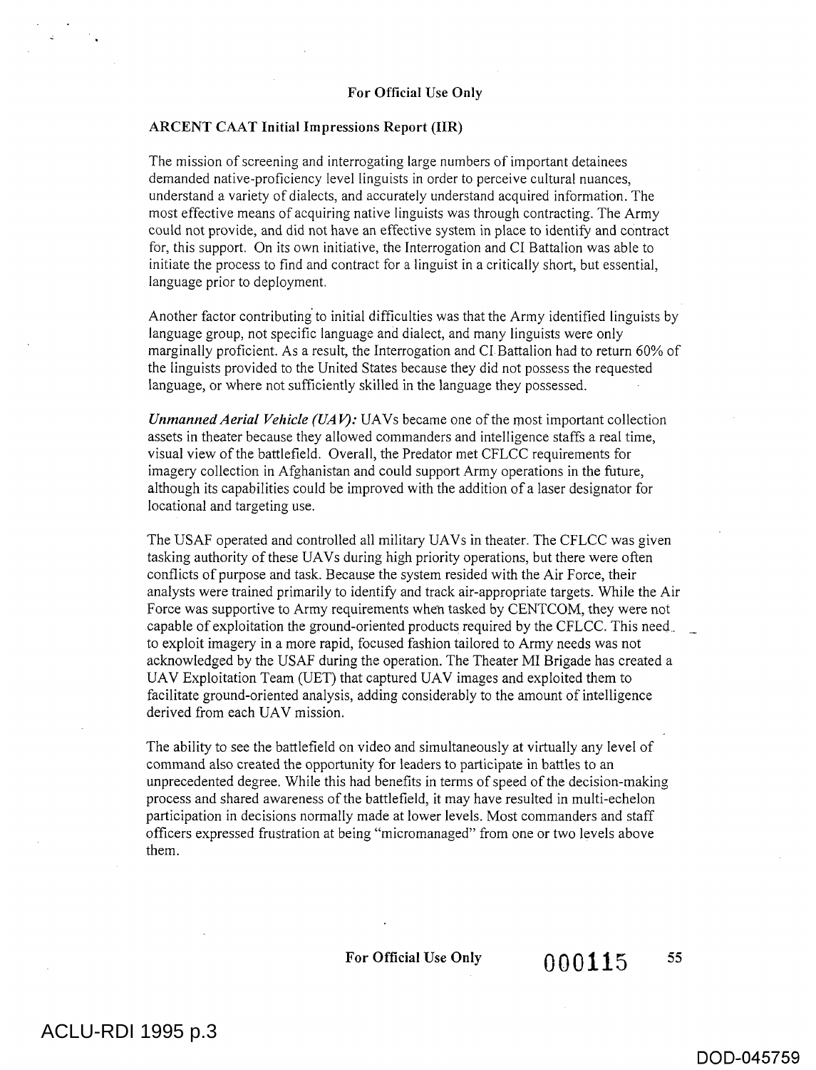**ARCENT CAAT Initial Impressions Report (IIR)**

The mission of screening and interrogating large numbers of important detainees demanded native-proficiency level linguists in order to perceive cultural nuances, understand a variety of dialects, and accurately understand acquired information. The most effective means of acquiring native linguists was through contracting. The Army could not provide, and did not have an effective system in place to identify and contract for, this support. On its own initiative, the Interrogation and CI Battalion was able to initiate the process to find and contract for a linguist in a critically short, but essential, language prior to deployment.

Another factor contributing to initial difficulties was that the Army identified linguists by language group, not specific language and dialect, and many linguists were only marginally proficient. As a result, the Interrogation and CI Battalion had to return 60% of the linguists provided to the United States because they did not possess the requested language, or where not sufficiently skilled in the language they possessed.

***Unmanned Aerial Vehicle (UAV):*** UAVs became one of the most important collection assets in theater because they allowed commanders and intelligence staffs a real time, visual view of the battlefield. Overall, the Predator met CFLCC requirements for imagery collection in Afghanistan and could support Army operations in the future, although its capabilities could be improved with the addition of a laser designator for locational and targeting use.

The USAF operated and controlled all military UAVs in theater. The CFLCC was given tasking authority of these UAVs during high priority operations, but there were often conflicts of purpose and task. Because the system resided with the Air Force, their analysts were trained primarily to identify and track air-appropriate targets. While the Air Force was supportive to Army requirements when tasked by CENTCOM, they were not capable of exploitation the ground-oriented products required by the CFLCC. This need to exploit imagery in a more rapid, focused fashion tailored to Army needs was not acknowledged by the USAF during the operation. The Theater MI Brigade has created a UAV Exploitation Team (UET) that captured UAV images and exploited them to facilitate ground-oriented analysis, adding considerably to the amount of intelligence derived from each UAV mission.

The ability to see the battlefield on video and simultaneously at virtually any level of command also created the opportunity for leaders to participate in battles to an unprecedented degree. While this had benefits in terms of speed of the decision-making process and shared awareness of the battlefield, it may have resulted in multi-echelon participation in decisions normally made at lower levels. Most commanders and staff officers expressed frustration at being "micromanaged" from one or two levels above them.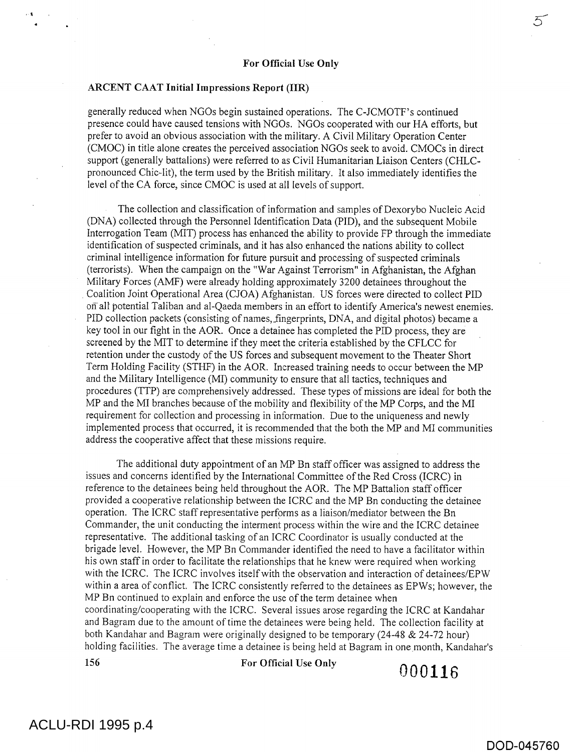**For Official Use Only**

**ARCENT CAAT Initial Impressions Report (IIR)**

generally reduced when NGOs begin sustained operations. The C-JCMOTF's continued presence could have caused tensions with NGOs. NGOs cooperated with our HA efforts, but prefer to avoid an obvious association with the military. A Civil Military Operation Center (CMOC) in title alone creates the perceived association NGOs seek to avoid. CMOCs in direct support (generally battalions) were referred to as Civil Humanitarian Liaison Centers (CHLC-pronounced Chic-lit), the term used by the British military. It also immediately identifies the level of the CA force, since CMOC is used at all levels of support.

The collection and classification of information and samples of Dexorybo Nucleic Acid (DNA) collected through the Personnel Identification Data (PID), and the subsequent Mobile Interrogation Team (MIT) process has enhanced the ability to provide FP through the immediate identification of suspected criminals, and it has also enhanced the nations ability to collect criminal intelligence information for future pursuit and processing of suspected criminals (terrorists). When the campaign on the "War Against Terrorism" in Afghanistan, the Afghan Military Forces (AMF) were already holding approximately 3200 detainees throughout the Coalition Joint Operational Area (CJOA) Afghanistan. US forces were directed to collect PID on all potential Taliban and al-Qaeda members in an effort to identify America's newest enemies. PID collection packets (consisting of names, fingerprints, DNA, and digital photos) became a key tool in our fight in the AOR. Once a detainee has completed the PID process, they are screened by the MIT to determine if they meet the criteria established by the CFLCC for retention under the custody of the US forces and subsequent movement to the Theater Short Term Holding Facility (STHF) in the AOR. Increased training needs to occur between the MP and the Military Intelligence (MI) community to ensure that all tactics, techniques and procedures (TTP) are comprehensively addressed. These types of missions are ideal for both the MP and the MI branches because of the mobility and flexibility of the MP Corps, and the MI requirement for collection and processing in information. Due to the uniqueness and newly implemented process that occurred, it is recommended that the both the MP and MI communities address the cooperative affect that these missions require.

The additional duty appointment of an MP Bn staff officer was assigned to address the issues and concerns identified by the International Committee of the Red Cross (ICRC) in reference to the detainees being held throughout the AOR. The MP Battalion staff officer provided a cooperative relationship between the ICRC and the MP Bn conducting the detainee operation. The ICRC staff representative performs as a liaison/mediator between the Bn Commander, the unit conducting the interment process within the wire and the ICRC detainee representative. The additional tasking of an ICRC Coordinator is usually conducted at the brigade level. However, the MP Bn Commander identified the need to have a facilitator within his own staff in order to facilitate the relationships that he knew were required when working with the ICRC. The ICRC involves itself with the observation and interaction of detainees/EPW within a area of conflict. The ICRC consistently referred to the detainees as EPWs; however, the MP Bn continued to explain and enforce the use of the term detainee when coordinating/cooperating with the ICRC. Several issues arose regarding the ICRC at Kandahar and Bagram due to the amount of time the detainees were being held. The collection facility at both Kandahar and Bagram were originally designed to be temporary (24-48 & 24-72 hour) holding facilities. The average time a detainee is being held at Bagram in one month, Kandahar's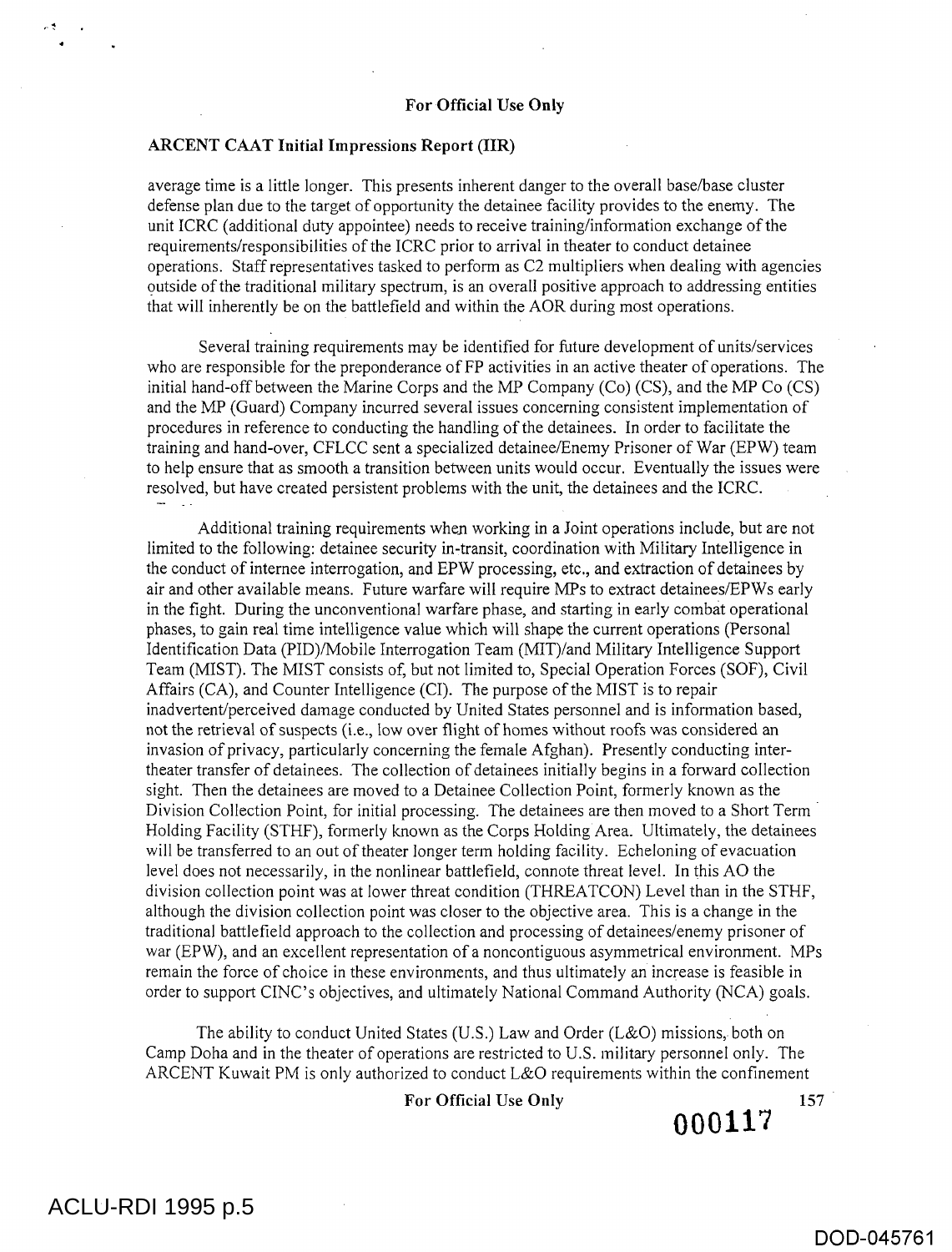For Official Use Only

**ARCENT CAAT Initial Impressions Report (IIR)**

average time is a little longer. This presents inherent danger to the overall base/base cluster defense plan due to the target of opportunity the detainee facility provides to the enemy. The unit ICRC (additional duty appointee) needs to receive training/information exchange of the requirements/responsibilities of the ICRC prior to arrival in theater to conduct detainee operations. Staff representatives tasked to perform as C2 multipliers when dealing with agencies outside of the traditional military spectrum, is an overall positive approach to addressing entities that will inherently be on the battlefield and within the AOR during most operations.

Several training requirements may be identified for future development of units/services who are responsible for the preponderance of FP activities in an active theater of operations. The initial hand-off between the Marine Corps and the MP Company (Co) (CS), and the MP Co (CS) and the MP (Guard) Company incurred several issues concerning consistent implementation of procedures in reference to conducting the handling of the detainees. In order to facilitate the training and hand-over, CFLCC sent a specialized detainee/Enemy Prisoner of War (EPW) team to help ensure that as smooth a transition between units would occur. Eventually the issues were resolved, but have created persistent problems with the unit, the detainees and the ICRC.

Additional training requirements when working in a Joint operations include, but are not limited to the following: detainee security in-transit, coordination with Military Intelligence in the conduct of internee interrogation, and EPW processing, etc., and extraction of detainees by air and other available means. Future warfare will require MPs to extract detainees/EPWs early in the fight. During the unconventional warfare phase, and starting in early combat operational phases, to gain real time intelligence value which will shape the current operations (Personal Identification Data (PID)/Mobile Interrogation Team (MIT)/and Military Intelligence Support Team (MIST). The MIST consists of, but not limited to, Special Operation Forces (SOF), Civil Affairs (CA), and Counter Intelligence (CI). The purpose of the MIST is to repair inadvertent/perceived damage conducted by United States personnel and is information based, not the retrieval of suspects (i.e., low over flight of homes without roofs was considered an invasion of privacy, particularly concerning the female Afghan). Presently conducting inter-theater transfer of detainees. The collection of detainees initially begins in a forward collection sight. Then the detainees are moved to a Detainee Collection Point, formerly known as the Division Collection Point, for initial processing. The detainees are then moved to a Short Term Holding Facility (STHF), formerly known as the Corps Holding Area. Ultimately, the detainees will be transferred to an out of theater longer term holding facility. Echeloning of evacuation level does not necessarily, in the nonlinear battlefield, connote threat level. In this AO the division collection point was at lower threat condition (THREATCON) Level than in the STHF, although the division collection point was closer to the objective area. This is a change in the traditional battlefield approach to the collection and processing of detainees/enemy prisoner of war (EPW), and an excellent representation of a noncontiguous asymmetrical environment. MPs remain the force of choice in these environments, and thus ultimately an increase is feasible in order to support CINC's objectives, and ultimately National Command Authority (NCA) goals.

The ability to conduct United States (U.S.) Law and Order (L&O) missions, both on Camp Doha and in the theater of operations are restricted to U.S. military personnel only. The ARCENT Kuwait PM is only authorized to conduct L&O requirements within the confinement

For Official Use Only

000117

ACLU-RDI 1995 p.5

DOD-045761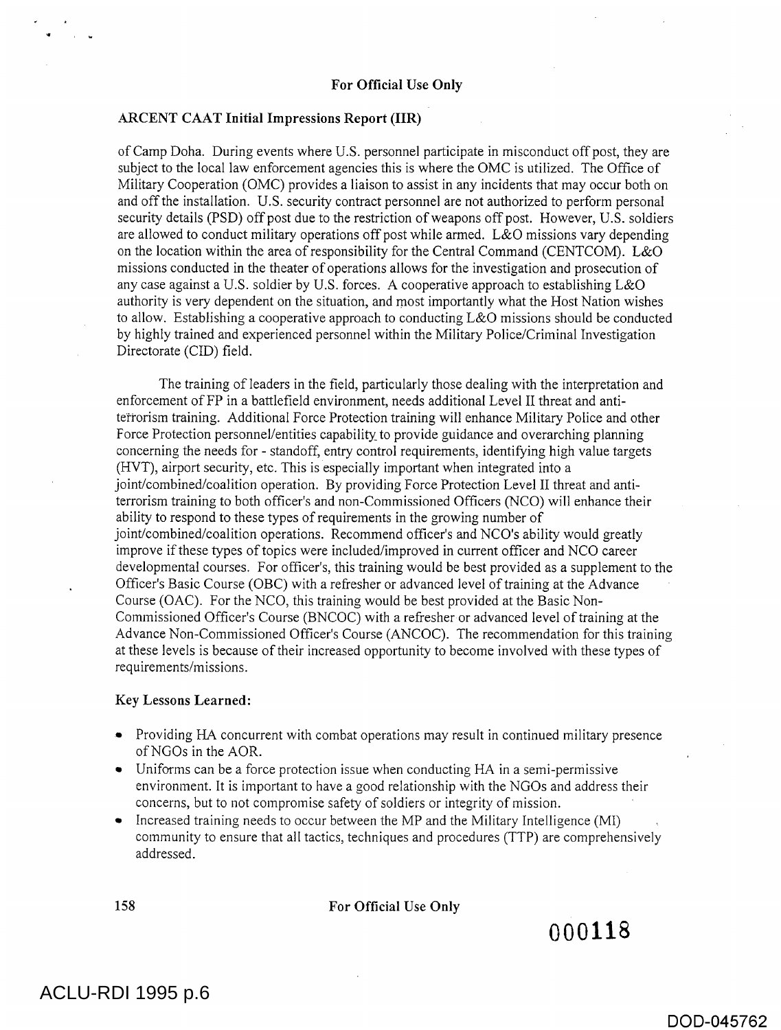of Camp Doha. During events where U.S. personnel participate in misconduct off post, they are subject to the local law enforcement agencies this is where the OMC is utilized. The Office of Military Cooperation (OMC) provides a liaison to assist in any incidents that may occur both on and off the installation. U.S. security contract personnel are not authorized to perform personal security details (PSD) off post due to the restriction of weapons off post. However, U.S. soldiers are allowed to conduct military operations off post while armed. L&O missions vary depending on the location within the area of responsibility for the Central Command (CENTCOM). L&O missions conducted in the theater of operations allows for the investigation and prosecution of any case against a U.S. soldier by U.S. forces. A cooperative approach to establishing L&O authority is very dependent on the situation, and most importantly what the Host Nation wishes to allow. Establishing a cooperative approach to conducting L&O missions should be conducted by highly trained and experienced personnel within the Military Police/Criminal Investigation Directorate (CID) field.

The training of leaders in the field, particularly those dealing with the interpretation and enforcement of FP in a battlefield environment, needs additional Level II threat and anti-terrorism training. Additional Force Protection training will enhance Military Police and other Force Protection personnel/entities capability to provide guidance and overarching planning concerning the needs for - standoff, entry control requirements, identifying high value targets (HVT), airport security, etc. This is especially important when integrated into a joint/combined/coalition operation. By providing Force Protection Level II threat and anti-terrorism training to both officer's and non-Commissioned Officers (NCO) will enhance their ability to respond to these types of requirements in the growing number of joint/combined/coalition operations. Recommend officer's and NCO's ability would greatly improve if these types of topics were included/improved in current officer and NCO career developmental courses. For officer's, this training would be best provided as a supplement to the Officer's Basic Course (OBC) with a refresher or advanced level of training at the Advance Course (OAC). For the NCO, this training would be best provided at the Basic Non-Commissioned Officer's Course (BNCOC) with a refresher or advanced level of training at the Advance Non-Commissioned Officer's Course (ANCOC). The recommendation for this training at these levels is because of their increased opportunity to become involved with these types of requirements/missions.

**Key Lessons Learned:**

- Providing HA concurrent with combat operations may result in continued military presence of NGOs in the AOR.
- Uniforms can be a force protection issue when conducting HA in a semi-permissive environment. It is important to have a good relationship with the NGOs and address their concerns, but to not compromise safety of soldiers or integrity of mission.
- Increased training needs to occur between the MP and the Military Intelligence (MI) community to ensure that all tactics, techniques and procedures (TTP) are comprehensively addressed.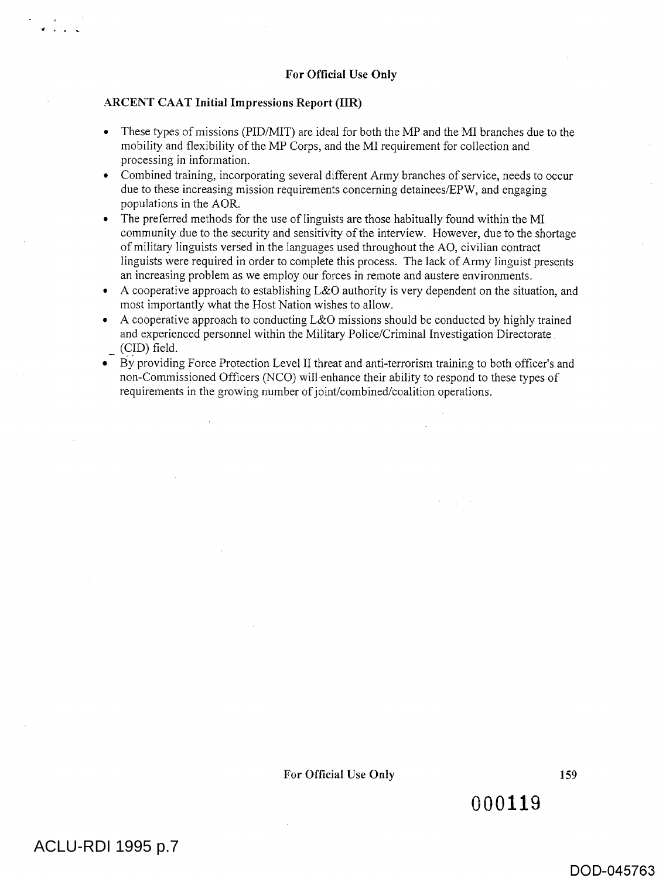**For Official Use Only**

**ARCENT CAAT Initial Impressions Report (IIR)**

- These types of missions (PID/MIT) are ideal for both the MP and the MI branches due to the mobility and flexibility of the MP Corps, and the MI requirement for collection and processing in information.
- Combined training, incorporating several different Army branches of service, needs to occur due to these increasing mission requirements concerning detainees/EPW, and engaging populations in the AOR.
- The preferred methods for the use of linguists are those habitually found within the MI community due to the security and sensitivity of the interview. However, due to the shortage of military linguists versed in the languages used throughout the AO, civilian contract linguists were required in order to complete this process. The lack of Army linguist presents an increasing problem as we employ our forces in remote and austere environments.
- A cooperative approach to establishing L&O authority is very dependent on the situation, and most importantly what the Host Nation wishes to allow.
- A cooperative approach to conducting L&O missions should be conducted by highly trained and experienced personnel within the Military Police/Criminal Investigation Directorate (CID) field.
- By providing Force Protection Level II threat and anti-terrorism training to both officer's and non-Commissioned Officers (NCO) will enhance their ability to respond to these types of requirements in the growing number of joint/combined/coalition operations.

For Official Use Only

000119

ACLU-RDI 1995 p.7

DOD-045763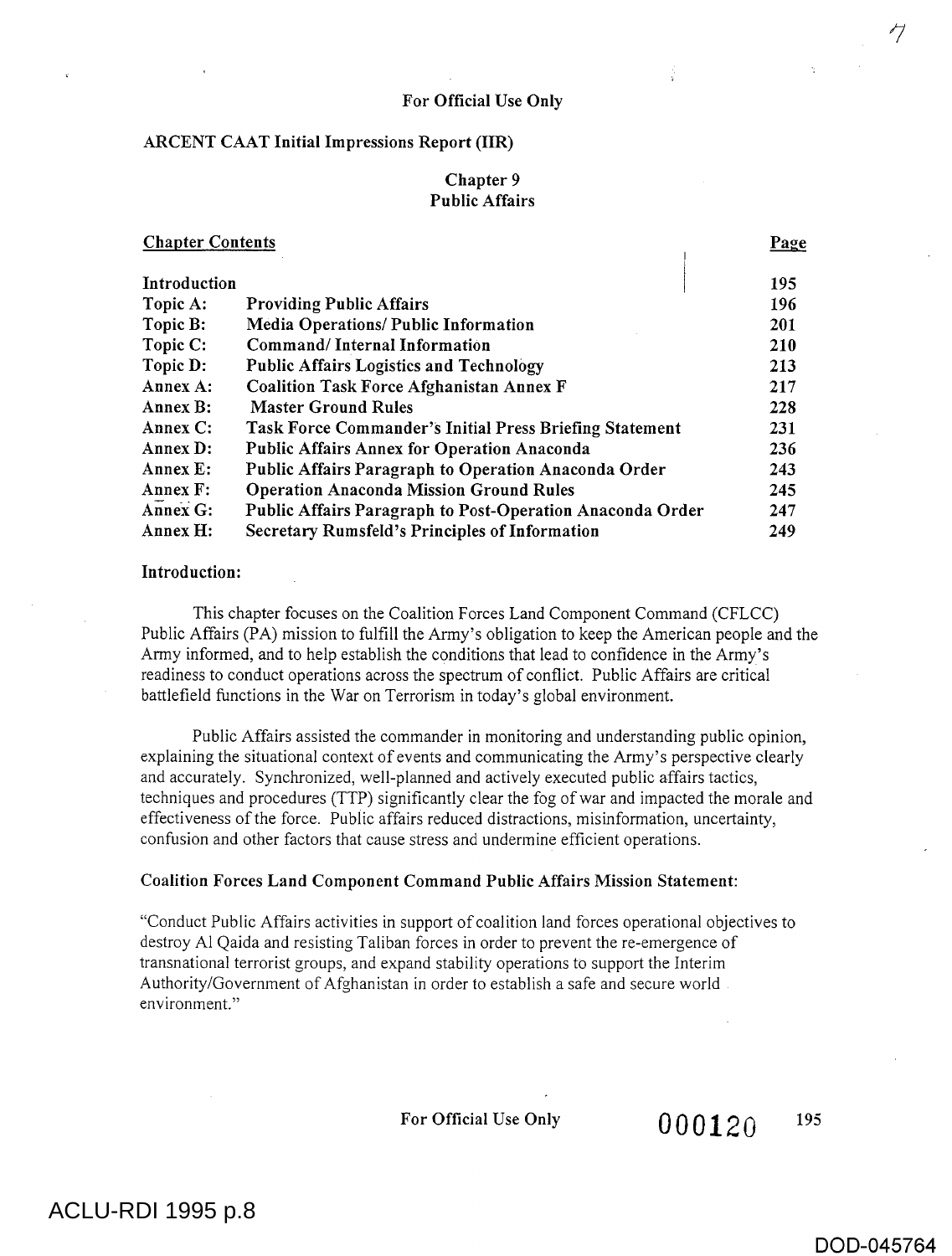For Official Use Only

ARCENT CAAT Initial Impressions Report (IIR)

# Chapter 9
# Public Affairs

| Chapter Contents | | Page |
|---|---|---|
| Introduction | | 195 |
| Topic A: | Providing Public Affairs | 196 |
| Topic B: | Media Operations/ Public Information | 201 |
| Topic C: | Command/ Internal Information | 210 |
| Topic D: | Public Affairs Logistics and Technology | 213 |
| Annex A: | Coalition Task Force Afghanistan Annex F | 217 |
| Annex B: | Master Ground Rules | 228 |
| Annex C: | Task Force Commander's Initial Press Briefing Statement | 231 |
| Annex D: | Public Affairs Annex for Operation Anaconda | 236 |
| Annex E: | Public Affairs Paragraph to Operation Anaconda Order | 243 |
| Annex F: | Operation Anaconda Mission Ground Rules | 245 |
| Annex G: | Public Affairs Paragraph to Post-Operation Anaconda Order | 247 |
| Annex H: | Secretary Rumsfeld's Principles of Information | 249 |

## Introduction:

This chapter focuses on the Coalition Forces Land Component Command (CFLCC) Public Affairs (PA) mission to fulfill the Army's obligation to keep the American people and the Army informed, and to help establish the conditions that lead to confidence in the Army's readiness to conduct operations across the spectrum of conflict. Public Affairs are critical battlefield functions in the War on Terrorism in today's global environment.

Public Affairs assisted the commander in monitoring and understanding public opinion, explaining the situational context of events and communicating the Army's perspective clearly and accurately. Synchronized, well-planned and actively executed public affairs tactics, techniques and procedures (TTP) significantly clear the fog of war and impacted the morale and effectiveness of the force. Public affairs reduced distractions, misinformation, uncertainty, confusion and other factors that cause stress and undermine efficient operations.

## Coalition Forces Land Component Command Public Affairs Mission Statement:

"Conduct Public Affairs activities in support of coalition land forces operational objectives to destroy Al Qaida and resisting Taliban forces in order to prevent the re-emergence of transnational terrorist groups, and expand stability operations to support the Interim Authority/Government of Afghanistan in order to establish a safe and secure world environment."

For Official Use Only 000120

ACLU-RDI 1995 p.8

DOD-045764